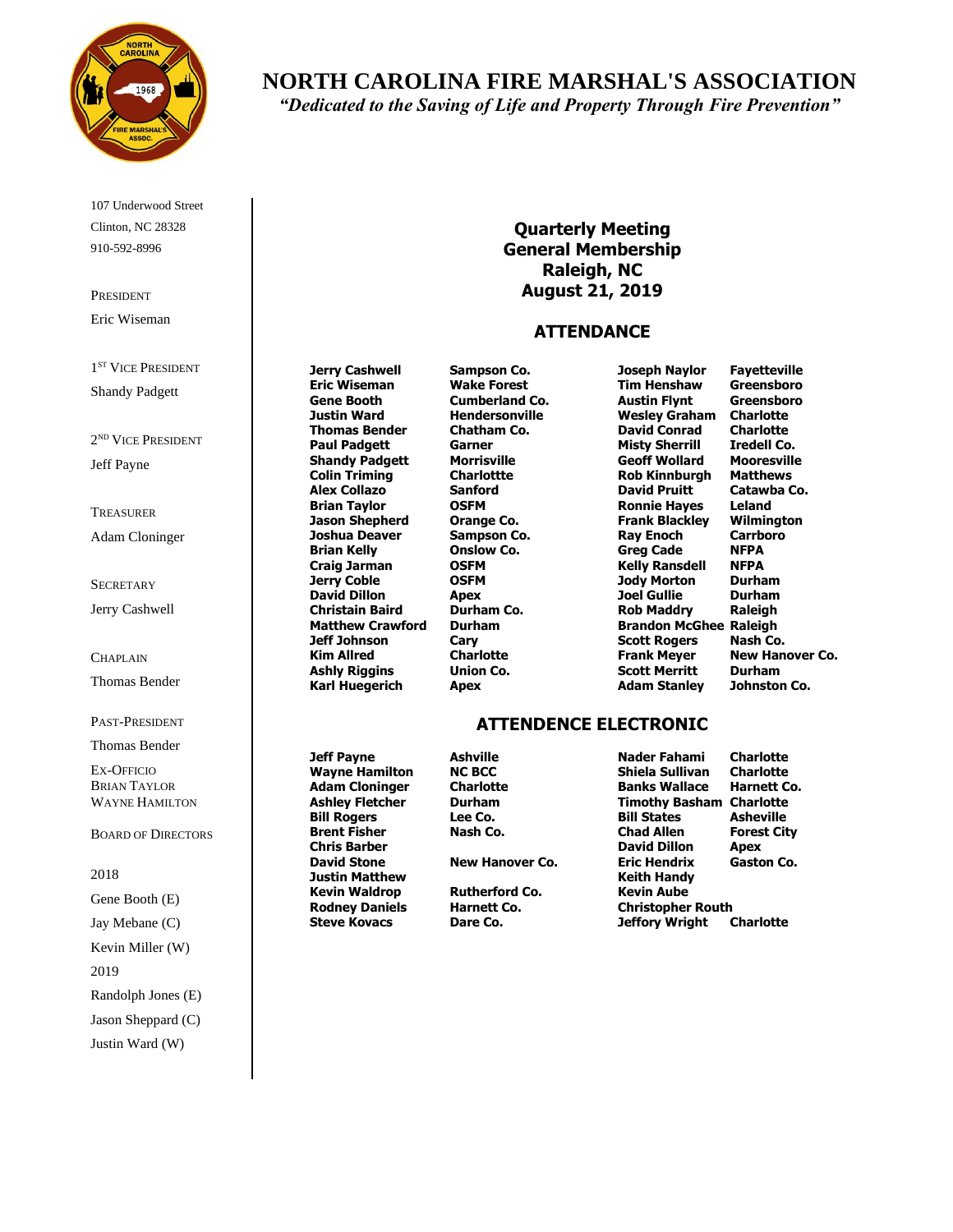# NORTH CAROLINA FIRE MARSHAL'S ASSOCIATION

*"Dedicated to the Saving of Life and Property Through Fire Prevention"*

107 Underwood Street
Clinton, NC 28328
910-592-8996

PRESIDENT
Eric Wiseman

1ST VICE PRESIDENT
Shandy Padgett

2ND VICE PRESIDENT
Jeff Payne

TREASURER
Adam Cloninger

SECRETARY
Jerry Cashwell

CHAPLAIN
Thomas Bender

PAST-PRESIDENT
Thomas Bender

EX-OFFICIO
BRIAN TAYLOR
WAYNE HAMILTON

BOARD OF DIRECTORS

2018
Gene Booth (E)
Jay Mebane (C)
Kevin Miller (W)

2019
Randolph Jones (E)
Jason Sheppard (C)
Justin Ward (W)

## Quarterly Meeting
## General Membership
## Raleigh, NC
## August 21, 2019

### ATTENDANCE

| | | | |
|---|---|---|---|
| **Jerry Cashwell** | **Sampson Co.** | **Joseph Naylor** | **Fayetteville** |
| **Eric Wiseman** | **Wake Forest** | **Tim Henshaw** | **Greensboro** |
| **Gene Booth** | **Cumberland Co.** | **Austin Flynt** | **Greensboro** |
| **Justin Ward** | **Hendersonville** | **Wesley Graham** | **Charlotte** |
| **Thomas Bender** | **Chatham Co.** | **David Conrad** | **Charlotte** |
| **Paul Padgett** | **Garner** | **Misty Sherrill** | **Iredell Co.** |
| **Shandy Padgett** | **Morrisville** | **Geoff Wollard** | **Mooresville** |
| **Colin Triming** | **Charlottte** | **Rob Kinnburgh** | **Matthews** |
| **Alex Collazo** | **Sanford** | **David Pruitt** | **Catawba Co.** |
| **Brian Taylor** | **OSFM** | **Ronnie Hayes** | **Leland** |
| **Jason Shepherd** | **Orange Co.** | **Frank Blackley** | **Wilmington** |
| **Joshua Deaver** | **Sampson Co.** | **Ray Enoch** | **Carrboro** |
| **Brian Kelly** | **Onslow Co.** | **Greg Cade** | **NFPA** |
| **Craig Jarman** | **OSFM** | **Kelly Ransdell** | **NFPA** |
| **Jerry Coble** | **OSFM** | **Jody Morton** | **Durham** |
| **David Dillon** | **Apex** | **Joel Gullie** | **Durham** |
| **Christain Baird** | **Durham Co.** | **Rob Maddry** | **Raleigh** |
| **Matthew Crawford** | **Durham** | **Brandon McGhee** | **Raleigh** |
| **Jeff Johnson** | **Cary** | **Scott Rogers** | **Nash Co.** |
| **Kim Allred** | **Charlotte** | **Frank Meyer** | **New Hanover Co.** |
| **Ashly Riggins** | **Union Co.** | **Scott Merritt** | **Durham** |
| **Karl Huegerich** | **Apex** | **Adam Stanley** | **Johnston Co.** |

### ATTENDENCE ELECTRONIC

| | | | |
|---|---|---|---|
| **Jeff Payne** | **Ashville** | **Nader Fahami** | **Charlotte** |
| **Wayne Hamilton** | **NC BCC** | **Shiela Sullivan** | **Charlotte** |
| **Adam Cloninger** | **Charlotte** | **Banks Wallace** | **Harnett Co.** |
| **Ashley Fletcher** | **Durham** | **Timothy Basham** | **Charlotte** |
| **Bill Rogers** | **Lee Co.** | **Bill States** | **Asheville** |
| **Brent Fisher** | **Nash Co.** | **Chad Allen** | **Forest City** |
| **Chris Barber** | | **David Dillon** | **Apex** |
| **David Stone** | **New Hanover Co.** | **Eric Hendrix** | **Gaston Co.** |
| **Justin Matthew** | | **Keith Handy** | |
| **Kevin Waldrop** | **Rutherford Co.** | **Kevin Aube** | |
| **Rodney Daniels** | **Harnett Co.** | **Christopher Routh** | |
| **Steve Kovacs** | **Dare Co.** | **Jeffory Wright** | **Charlotte** |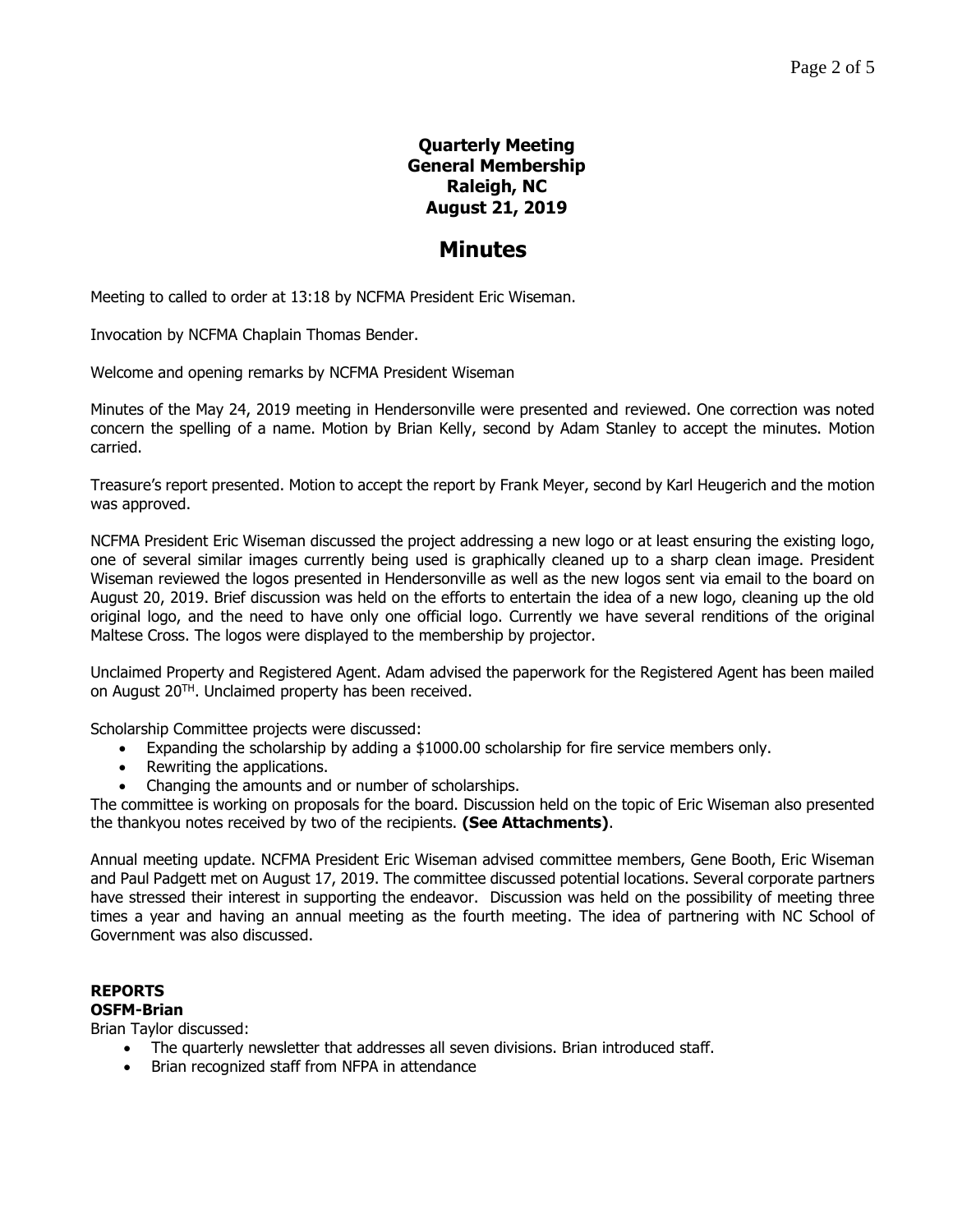**Quarterly Meeting**
**General Membership**
**Raleigh, NC**
**August 21, 2019**

# Minutes

Meeting to called to order at 13:18 by NCFMA President Eric Wiseman.

Invocation by NCFMA Chaplain Thomas Bender.

Welcome and opening remarks by NCFMA President Wiseman

Minutes of the May 24, 2019 meeting in Hendersonville were presented and reviewed. One correction was noted concern the spelling of a name. Motion by Brian Kelly, second by Adam Stanley to accept the minutes. Motion carried.

Treasure's report presented. Motion to accept the report by Frank Meyer, second by Karl Heugerich and the motion was approved.

NCFMA President Eric Wiseman discussed the project addressing a new logo or at least ensuring the existing logo, one of several similar images currently being used is graphically cleaned up to a sharp clean image. President Wiseman reviewed the logos presented in Hendersonville as well as the new logos sent via email to the board on August 20, 2019. Brief discussion was held on the efforts to entertain the idea of a new logo, cleaning up the old original logo, and the need to have only one official logo. Currently we have several renditions of the original Maltese Cross. The logos were displayed to the membership by projector.

Unclaimed Property and Registered Agent. Adam advised the paperwork for the Registered Agent has been mailed on August 20TH. Unclaimed property has been received.

Scholarship Committee projects were discussed:

- Expanding the scholarship by adding a $1000.00 scholarship for fire service members only.
- Rewriting the applications.
- Changing the amounts and or number of scholarships.

The committee is working on proposals for the board. Discussion held on the topic of Eric Wiseman also presented the thankyou notes received by two of the recipients. **(See Attachments)**.

Annual meeting update. NCFMA President Eric Wiseman advised committee members, Gene Booth, Eric Wiseman and Paul Padgett met on August 17, 2019. The committee discussed potential locations. Several corporate partners have stressed their interest in supporting the endeavor. Discussion was held on the possibility of meeting three times a year and having an annual meeting as the fourth meeting. The idea of partnering with NC School of Government was also discussed.

**REPORTS**

**OSFM-Brian**

Brian Taylor discussed:

- The quarterly newsletter that addresses all seven divisions. Brian introduced staff.
- Brian recognized staff from NFPA in attendance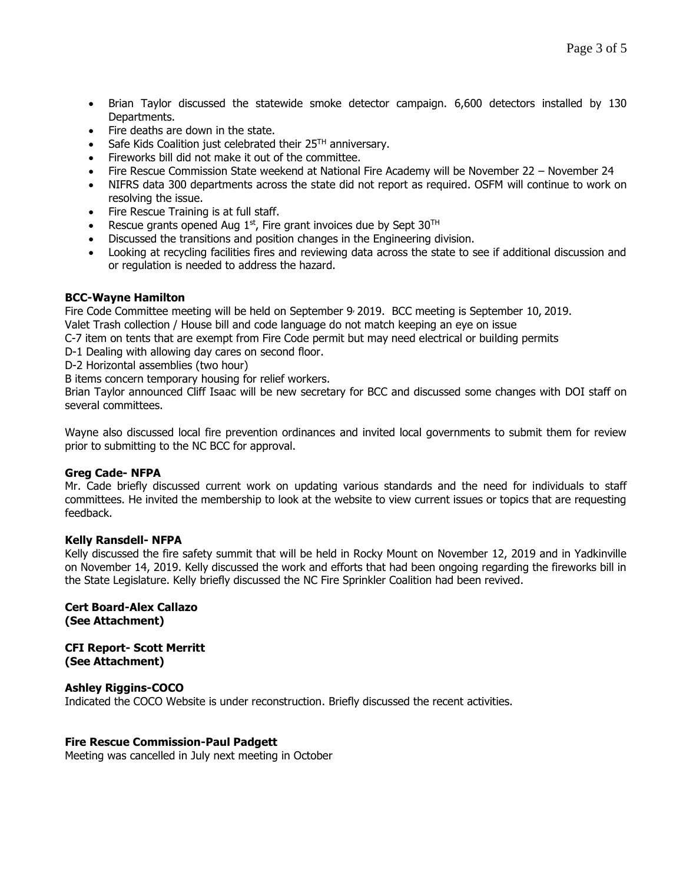- Brian Taylor discussed the statewide smoke detector campaign. 6,600 detectors installed by 130 Departments.
- Fire deaths are down in the state.
- Safe Kids Coalition just celebrated their 25TH anniversary.
- Fireworks bill did not make it out of the committee.
- Fire Rescue Commission State weekend at National Fire Academy will be November 22 – November 24
- NIFRS data 300 departments across the state did not report as required. OSFM will continue to work on resolving the issue.
- Fire Rescue Training is at full staff.
- Rescue grants opened Aug 1st, Fire grant invoices due by Sept 30TH
- Discussed the transitions and position changes in the Engineering division.
- Looking at recycling facilities fires and reviewing data across the state to see if additional discussion and or regulation is needed to address the hazard.

**BCC-Wayne Hamilton**

Fire Code Committee meeting will be held on September 9, 2019. BCC meeting is September 10, 2019.
Valet Trash collection / House bill and code language do not match keeping an eye on issue
C-7 item on tents that are exempt from Fire Code permit but may need electrical or building permits
D-1 Dealing with allowing day cares on second floor.
D-2 Horizontal assemblies (two hour)
B items concern temporary housing for relief workers.
Brian Taylor announced Cliff Isaac will be new secretary for BCC and discussed some changes with DOI staff on several committees.

Wayne also discussed local fire prevention ordinances and invited local governments to submit them for review prior to submitting to the NC BCC for approval.

**Greg Cade- NFPA**

Mr. Cade briefly discussed current work on updating various standards and the need for individuals to staff committees. He invited the membership to look at the website to view current issues or topics that are requesting feedback.

**Kelly Ransdell- NFPA**

Kelly discussed the fire safety summit that will be held in Rocky Mount on November 12, 2019 and in Yadkinville on November 14, 2019. Kelly discussed the work and efforts that had been ongoing regarding the fireworks bill in the State Legislature. Kelly briefly discussed the NC Fire Sprinkler Coalition had been revived.

**Cert Board-Alex Callazo**
**(See Attachment)**

**CFI Report- Scott Merritt**
**(See Attachment)**

**Ashley Riggins-COCO**

Indicated the COCO Website is under reconstruction. Briefly discussed the recent activities.

**Fire Rescue Commission-Paul Padgett**

Meeting was cancelled in July next meeting in October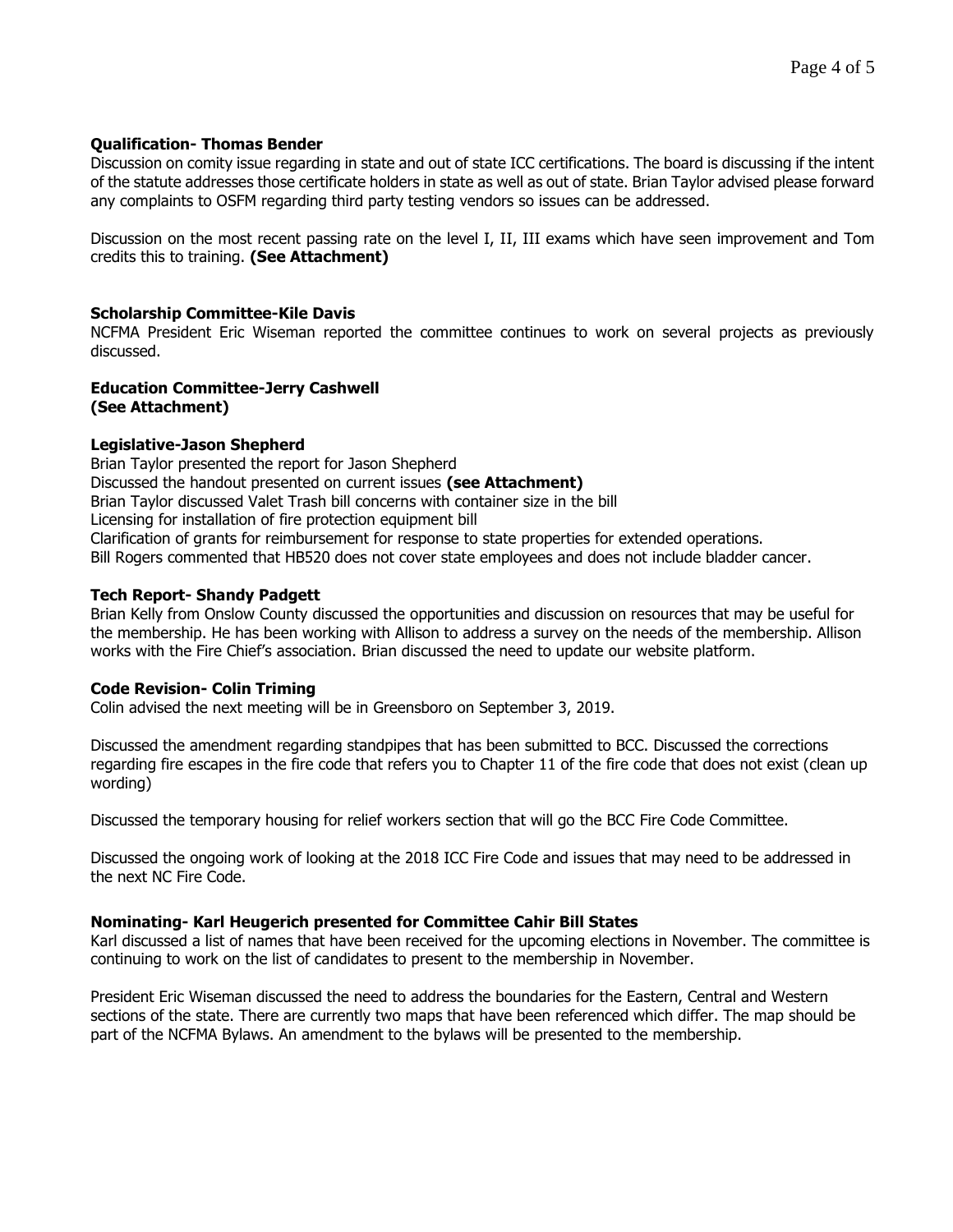**Qualification- Thomas Bender**

Discussion on comity issue regarding in state and out of state ICC certifications. The board is discussing if the intent of the statute addresses those certificate holders in state as well as out of state. Brian Taylor advised please forward any complaints to OSFM regarding third party testing vendors so issues can be addressed.

Discussion on the most recent passing rate on the level I, II, III exams which have seen improvement and Tom credits this to training. **(See Attachment)**

**Scholarship Committee-Kile Davis**

NCFMA President Eric Wiseman reported the committee continues to work on several projects as previously discussed.

**Education Committee-Jerry Cashwell**
**(See Attachment)**

**Legislative-Jason Shepherd**

Brian Taylor presented the report for Jason Shepherd
Discussed the handout presented on current issues **(see Attachment)**
Brian Taylor discussed Valet Trash bill concerns with container size in the bill
Licensing for installation of fire protection equipment bill
Clarification of grants for reimbursement for response to state properties for extended operations.
Bill Rogers commented that HB520 does not cover state employees and does not include bladder cancer.

**Tech Report- Shandy Padgett**

Brian Kelly from Onslow County discussed the opportunities and discussion on resources that may be useful for the membership. He has been working with Allison to address a survey on the needs of the membership. Allison works with the Fire Chief's association. Brian discussed the need to update our website platform.

**Code Revision- Colin Triming**

Colin advised the next meeting will be in Greensboro on September 3, 2019.

Discussed the amendment regarding standpipes that has been submitted to BCC. Discussed the corrections regarding fire escapes in the fire code that refers you to Chapter 11 of the fire code that does not exist (clean up wording)

Discussed the temporary housing for relief workers section that will go the BCC Fire Code Committee.

Discussed the ongoing work of looking at the 2018 ICC Fire Code and issues that may need to be addressed in the next NC Fire Code.

**Nominating- Karl Heugerich presented for Committee Cahir Bill States**

Karl discussed a list of names that have been received for the upcoming elections in November. The committee is continuing to work on the list of candidates to present to the membership in November.

President Eric Wiseman discussed the need to address the boundaries for the Eastern, Central and Western sections of the state. There are currently two maps that have been referenced which differ. The map should be part of the NCFMA Bylaws. An amendment to the bylaws will be presented to the membership.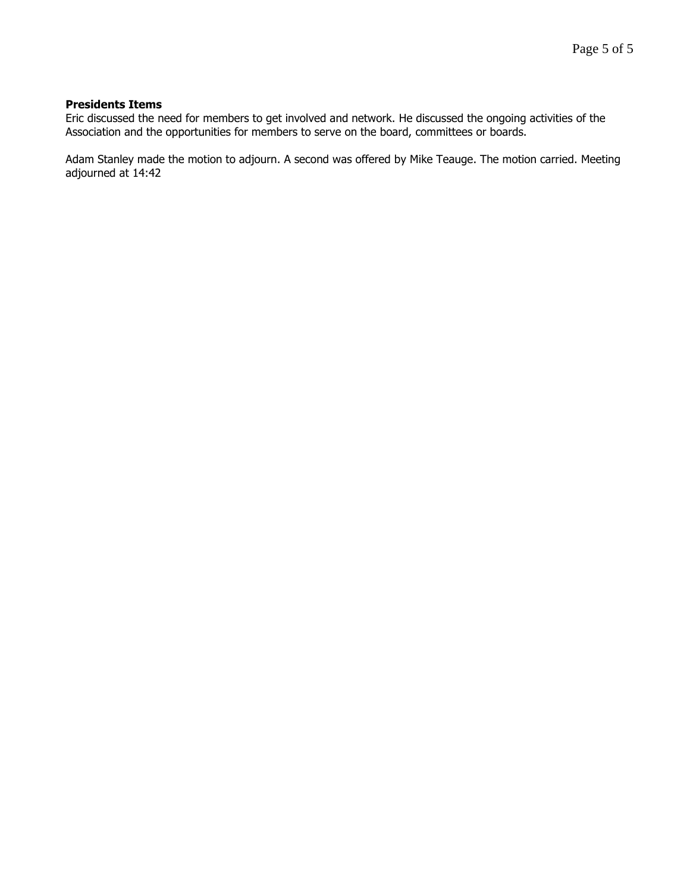**Presidents Items**

Eric discussed the need for members to get involved and network. He discussed the ongoing activities of the Association and the opportunities for members to serve on the board, committees or boards.

Adam Stanley made the motion to adjourn. A second was offered by Mike Teauge. The motion carried. Meeting adjourned at 14:42